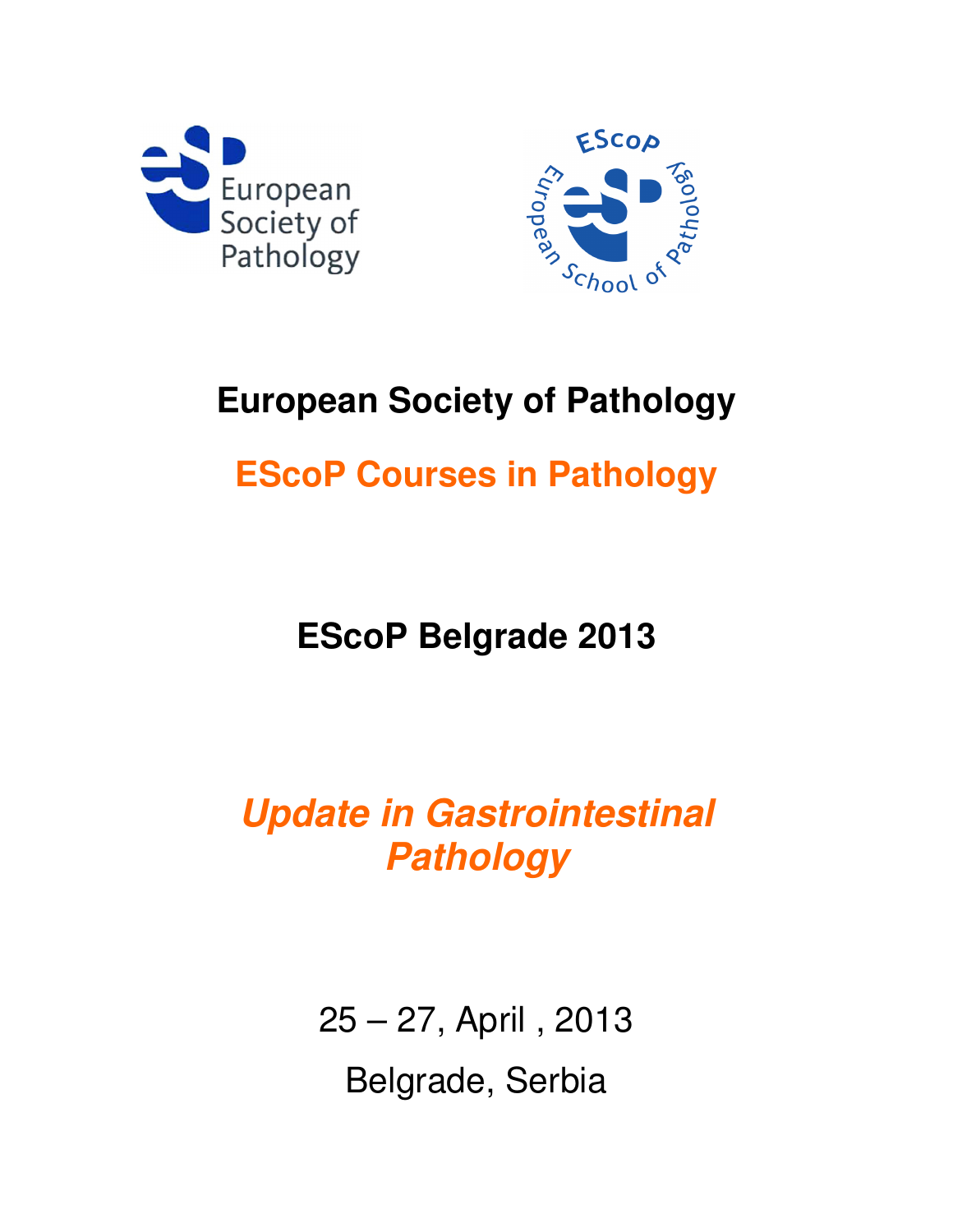# European Society of Pathology

## EScoP Courses in Pathology

## EScoP Belgrade 2013

## *Update in Gastrointestinal Pathology*

25 – 27, April , 2013

Belgrade, Serbia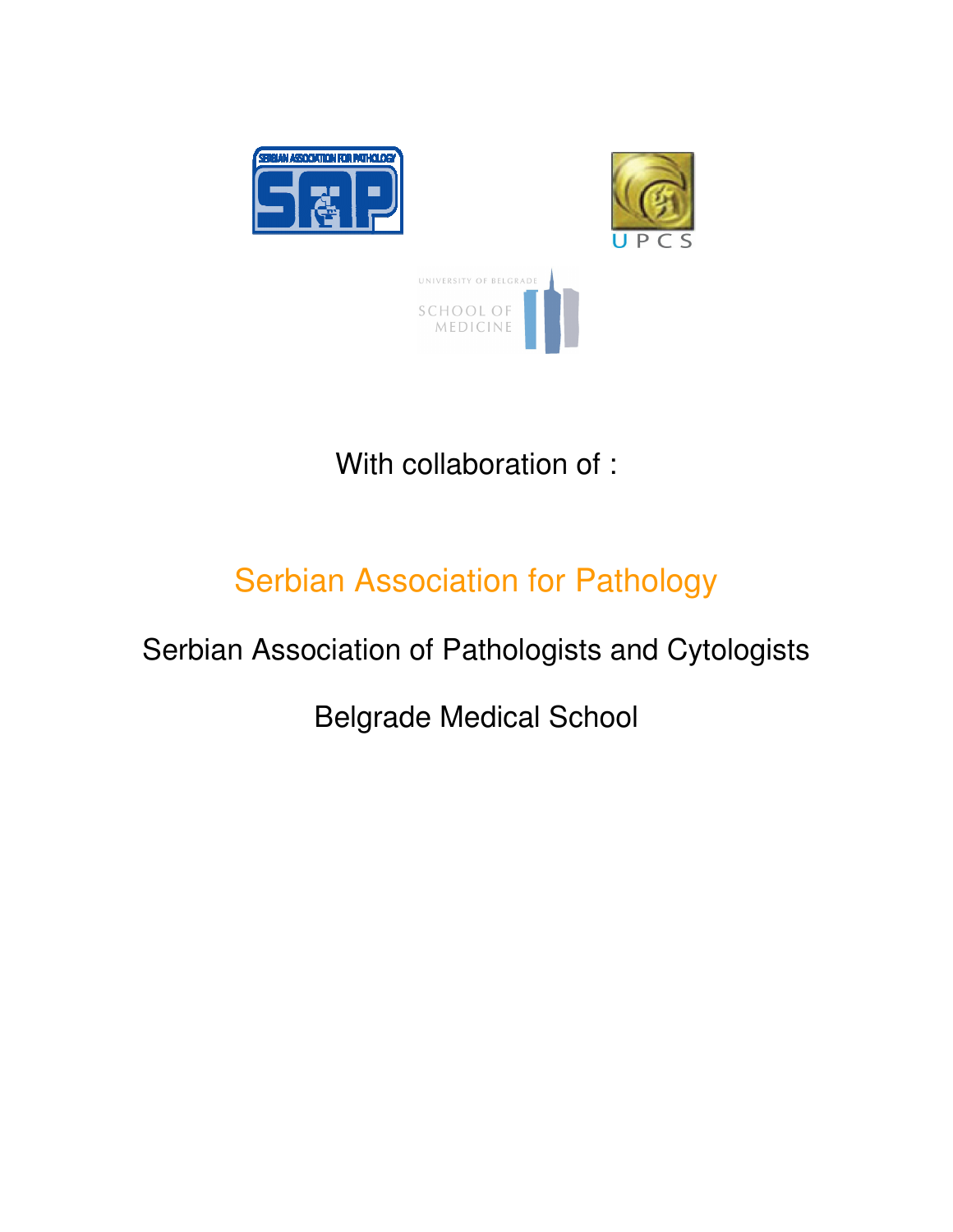With collaboration of :

Serbian Association for Pathology

Serbian Association of Pathologists and Cytologists

Belgrade Medical School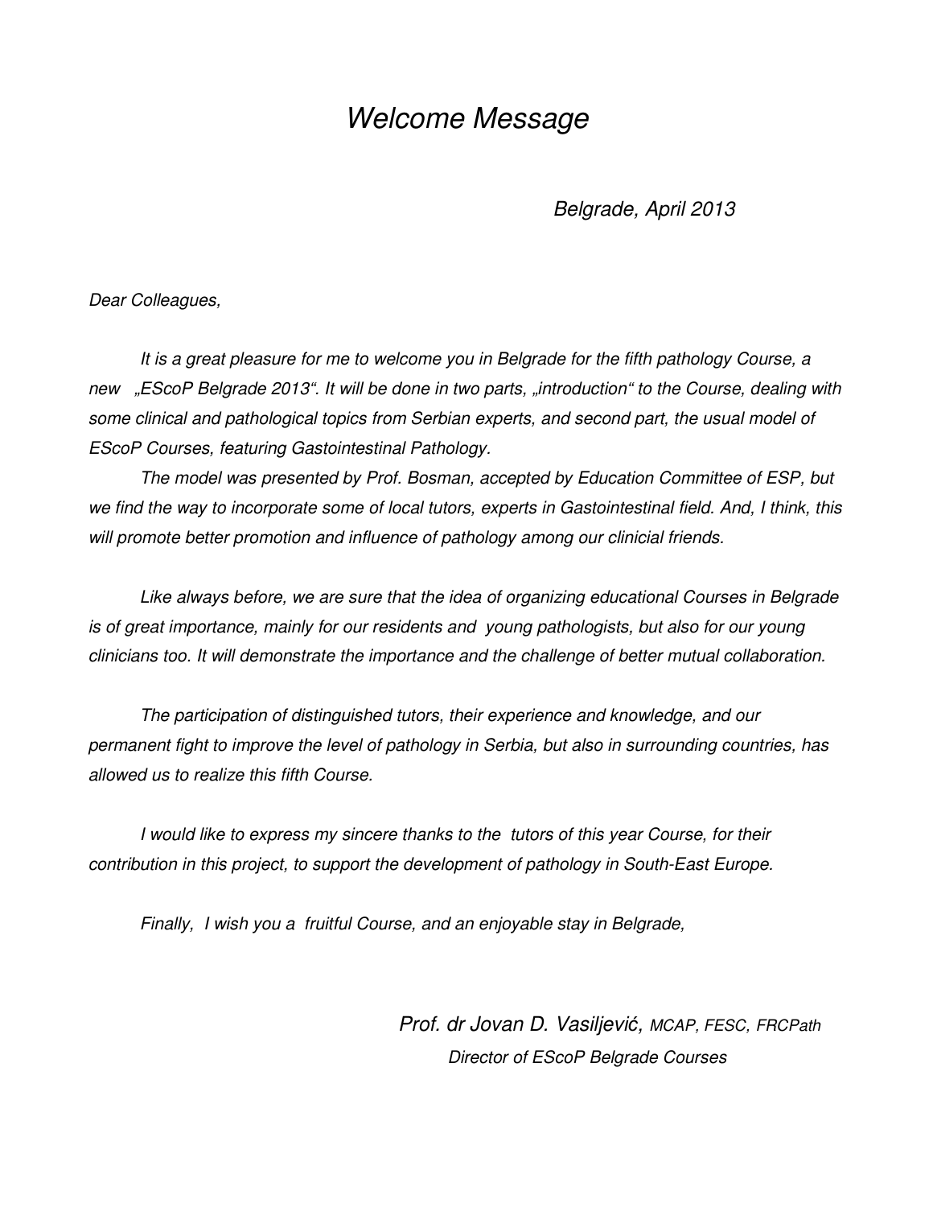# *Welcome Message*

*Belgrade, April 2013*

*Dear Colleagues,*

*It is a great pleasure for me to welcome you in Belgrade for the fifth pathology Course, a new „EScoP Belgrade 2013". It will be done in two parts, „introduction" to the Course, dealing with some clinical and pathological topics from Serbian experts, and second part, the usual model of EScoP Courses, featuring Gastointestinal Pathology.*

*The model was presented by Prof. Bosman, accepted by Education Committee of ESP, but we find the way to incorporate some of local tutors, experts in Gastointestinal field. And, I think, this will promote better promotion and influence of pathology among our clinicial friends.*

*Like always before, we are sure that the idea of organizing educational Courses in Belgrade is of great importance, mainly for our residents and young pathologists, but also for our young clinicians too. It will demonstrate the importance and the challenge of better mutual collaboration.*

*The participation of distinguished tutors, their experience and knowledge, and our permanent fight to improve the level of pathology in Serbia, but also in surrounding countries, has allowed us to realize this fifth Course.*

*I would like to express my sincere thanks to the tutors of this year Course, for their contribution in this project, to support the development of pathology in South-East Europe.*

*Finally, I wish you a fruitful Course, and an enjoyable stay in Belgrade,*

*Prof. dr Jovan D. Vasiljević, MCAP, FESC, FRCPath*
*Director of EScoP Belgrade Courses*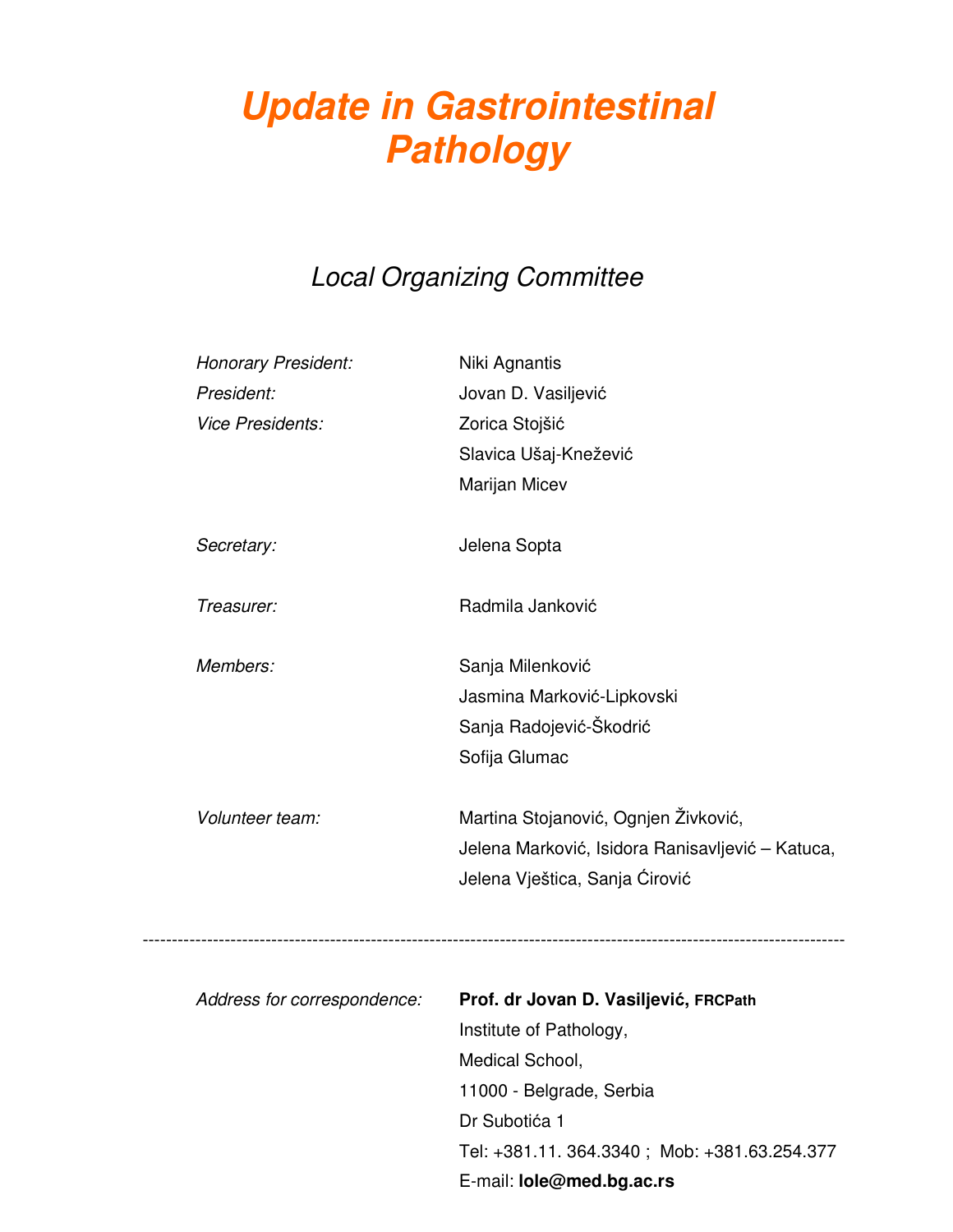# *Update in Gastrointestinal Pathology*

## *Local Organizing Committee*

| | |
|---|---|
| *Honorary President:* | Niki Agnantis |
| *President:* | Jovan D. Vasiljević |
| *Vice Presidents:* | Zorica Stojšić |
| | Slavica Ušaj-Knežević |
| | Marijan Micev |
| *Secretary:* | Jelena Sopta |
| *Treasurer:* | Radmila Janković |
| *Members:* | Sanja Milenković |
| | Jasmina Marković-Lipkovski |
| | Sanja Radojević-Škodrić |
| | Sofija Glumac |
| *Volunteer team:* | Martina Stojanović, Ognjen Živković, Jelena Marković, Isidora Ranisavljević – Katuca, Jelena Vještica, Sanja Ćirović |

---

*Address for correspondence:*

**Prof. dr Jovan D. Vasiljević, FRCPath**
Institute of Pathology,
Medical School,
11000 - Belgrade, Serbia
Dr Subotića 1
Tel: +381.11. 364.3340 ; Mob: +381.63.254.377
E-mail: **lole@med.bg.ac.rs**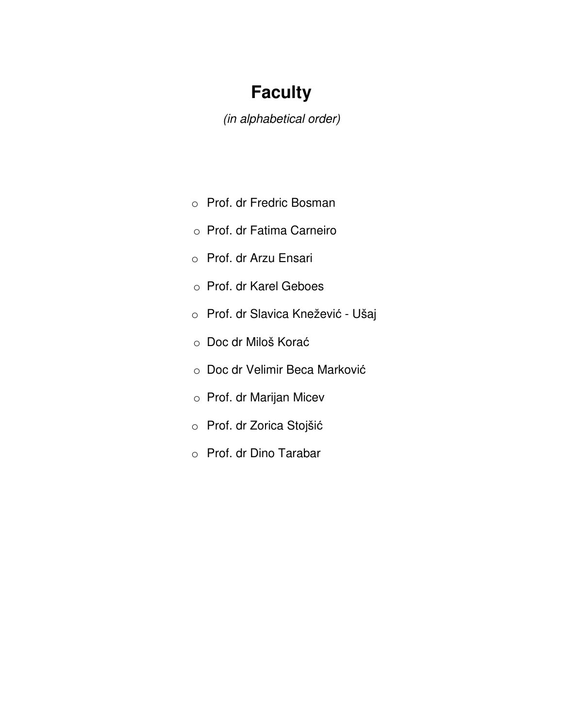# Faculty

*(in alphabetical order)*

- Prof. dr Fredric Bosman
- Prof. dr Fatima Carneiro
- Prof. dr Arzu Ensari
- Prof. dr Karel Geboes
- Prof. dr Slavica Knežević - Ušaj
- Doc dr Miloš Korać
- Doc dr Velimir Beca Marković
- Prof. dr Marijan Micev
- Prof. dr Zorica Stojšić
- Prof. dr Dino Tarabar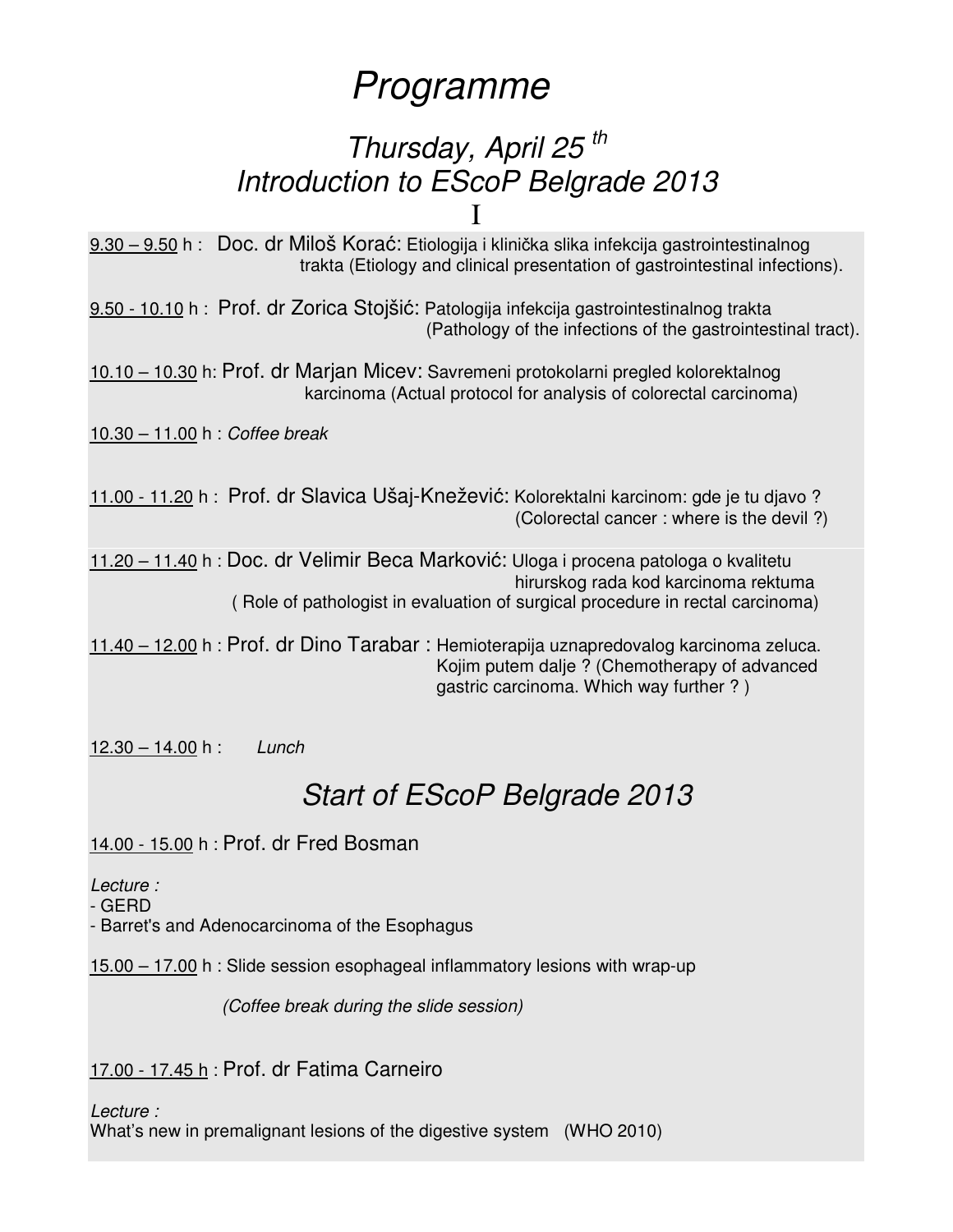# *Programme*

## *Thursday, April 25 th*
## *Introduction to EScoP Belgrade 2013*

I

9.30 – 9.50 h : Doc. dr Miloš Korać: Etiologija i klinička slika infekcija gastrointestinalnog trakta (Etiology and clinical presentation of gastrointestinal infections).

9.50 - 10.10 h : Prof. dr Zorica Stojšić: Patologija infekcija gastrointestinalnog trakta (Pathology of the infections of the gastrointestinal tract).

10.10 – 10.30 h: Prof. dr Marjan Micev: Savremeni protokolarni pregled kolorektalnog karcinoma (Actual protocol for analysis of colorectal carcinoma)

10.30 – 11.00 h : *Coffee break*

11.00 - 11.20 h : Prof. dr Slavica Ušaj-Knežević: Kolorektalni karcinom: gde je tu djavo ? (Colorectal cancer : where is the devil ?)

11.20 – 11.40 h : Doc. dr Velimir Beca Marković: Uloga i procena patologa o kvalitetu hirurskog rada kod karcinoma rektuma ( Role of pathologist in evaluation of surgical procedure in rectal carcinoma)

11.40 – 12.00 h : Prof. dr Dino Tarabar : Hemioterapija uznapredovalog karcinoma zeluca. Kojim putem dalje ? (Chemotherapy of advanced gastric carcinoma. Which way further ? )

12.30 – 14.00 h : *Lunch*

## *Start of EScoP Belgrade 2013*

14.00 - 15.00 h : Prof. dr Fred Bosman

*Lecture :*
- GERD
- Barret's and Adenocarcinoma of the Esophagus

15.00 – 17.00 h : Slide session esophageal inflammatory lesions with wrap-up

*(Coffee break during the slide session)*

17.00 - 17.45 h : Prof. dr Fatima Carneiro

*Lecture :*
What's new in premalignant lesions of the digestive system (WHO 2010)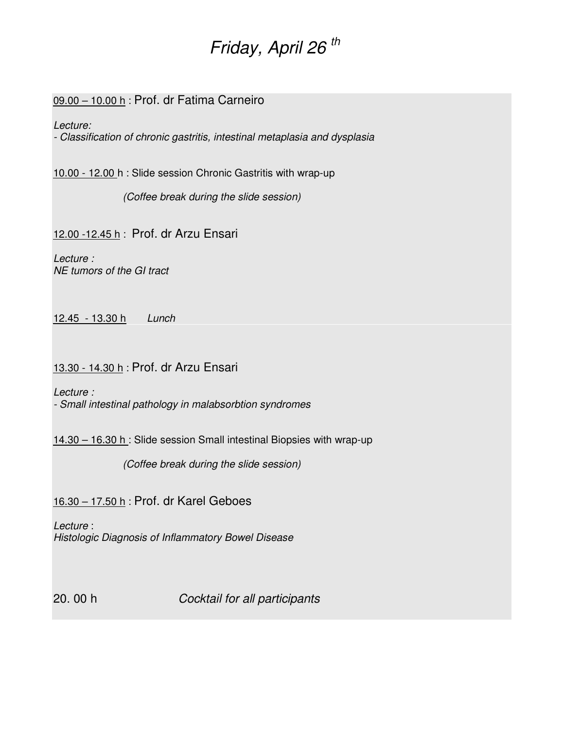# *Friday, April 26 th*

09.00 – 10.00 h : Prof. dr Fatima Carneiro

*Lecture:*
*- Classification of chronic gastritis, intestinal metaplasia and dysplasia*

10.00 - 12.00 h : Slide session Chronic Gastritis with wrap-up

*(Coffee break during the slide session)*

12.00 -12.45 h : Prof. dr Arzu Ensari

*Lecture :*
*NE tumors of the GI tract*

12.45 - 13.30 h *Lunch*

13.30 - 14.30 h : Prof. dr Arzu Ensari

*Lecture :*
*- Small intestinal pathology in malabsorbtion syndromes*

14.30 – 16.30 h : Slide session Small intestinal Biopsies with wrap-up

*(Coffee break during the slide session)*

16.30 – 17.50 h : Prof. dr Karel Geboes

*Lecture* :
*Histologic Diagnosis of Inflammatory Bowel Disease*

20. 00 h *Cocktail for all participants*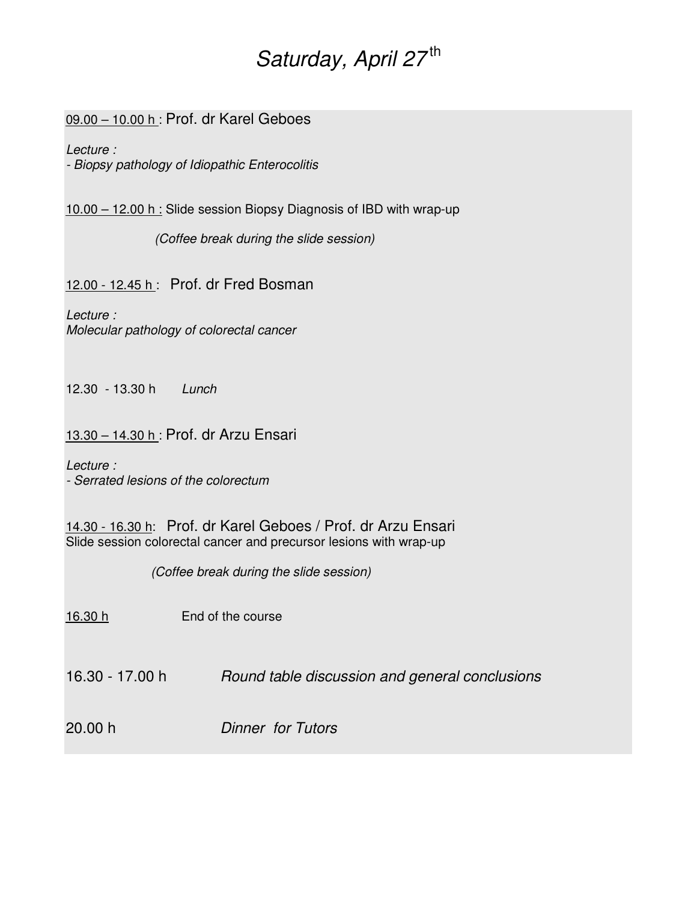# *Saturday, April 27th*

09.00 – 10.00 h : Prof. dr Karel Geboes

*Lecture :*
*- Biopsy pathology of Idiopathic Enterocolitis*

10.00 – 12.00 h : Slide session Biopsy Diagnosis of IBD with wrap-up

*(Coffee break during the slide session)*

12.00 - 12.45 h : Prof. dr Fred Bosman

*Lecture :*
*Molecular pathology of colorectal cancer*

12.30 - 13.30 h *Lunch*

13.30 – 14.30 h : Prof. dr Arzu Ensari

*Lecture :*
*- Serrated lesions of the colorectum*

14.30 - 16.30 h: Prof. dr Karel Geboes / Prof. dr Arzu Ensari
Slide session colorectal cancer and precursor lesions with wrap-up

*(Coffee break during the slide session)*

16.30 h End of the course

16.30 - 17.00 h *Round table discussion and general conclusions*

20.00 h *Dinner for Tutors*